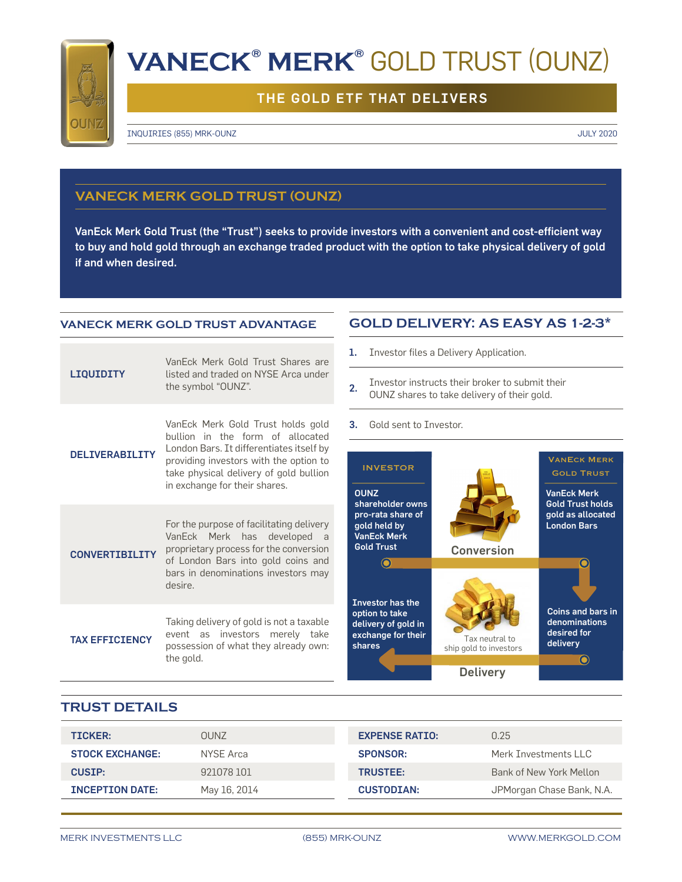# VANECK® MERK® GOLD TRUST (OUNZ)

**THE GOLD ETF THAT DELIVERS**

INQUIRIES (855) MRK-OUNZ JULY 2020

## VANECK MERK GOLD TRUST (OUNZ)

**VanEck Merk Gold Trust (the "Trust") seeks to provide investors with a convenient and cost-efficient way to buy and hold gold through an exchange traded product with the option to take physical delivery of gold if and when desired.**

## VANECK MERK GOLD TRUST ADVANTAGE

| | |
|---|---|
| **LIQUIDITY** | VanEck Merk Gold Trust Shares are listed and traded on NYSE Arca under the symbol "OUNZ". |
| **DELIVERABILITY** | VanEck Merk Gold Trust holds gold bullion in the form of allocated London Bars. It differentiates itself by providing investors with the option to take physical delivery of gold bullion in exchange for their shares. |
| **CONVERTIBILITY** | For the purpose of facilitating delivery VanEck Merk has developed a proprietary process for the conversion of London Bars into gold coins and bars in denominations investors may desire. |
| **TAX EFFICIENCY** | Taking delivery of gold is not a taxable event as investors merely take possession of what they already own: the gold. |

## GOLD DELIVERY: AS EASY AS 1-2-3*

1. Investor files a Delivery Application.
2. Investor instructs their broker to submit their OUNZ shares to take delivery of their gold.
3. Gold sent to Investor.

**INVESTOR**

**OUNZ shareholder owns pro-rata share of gold held by VanEck Merk Gold Trust**

**VANECK MERK GOLD TRUST**

**VanEck Merk Gold Trust holds gold as allocated London Bars**

**Conversion**

**Coins and bars in denominations desired for delivery**

Tax neutral to ship gold to investors

**Investor has the option to take delivery of gold in exchange for their shares**

**Delivery**

## TRUST DETAILS

| | | | |
|---|---|---|---|
| **TICKER:** | OUNZ | **EXPENSE RATIO:** | 0.25 |
| **STOCK EXCHANGE:** | NYSE Arca | **SPONSOR:** | Merk Investments LLC |
| **CUSIP:** | 921078 101 | **TRUSTEE:** | Bank of New York Mellon |
| **INCEPTION DATE:** | May 16, 2014 | **CUSTODIAN:** | JPMorgan Chase Bank, N.A. |

MERK INVESTMENTS LLC (855) MRK-OUNZ WWW.MERKGOLD.COM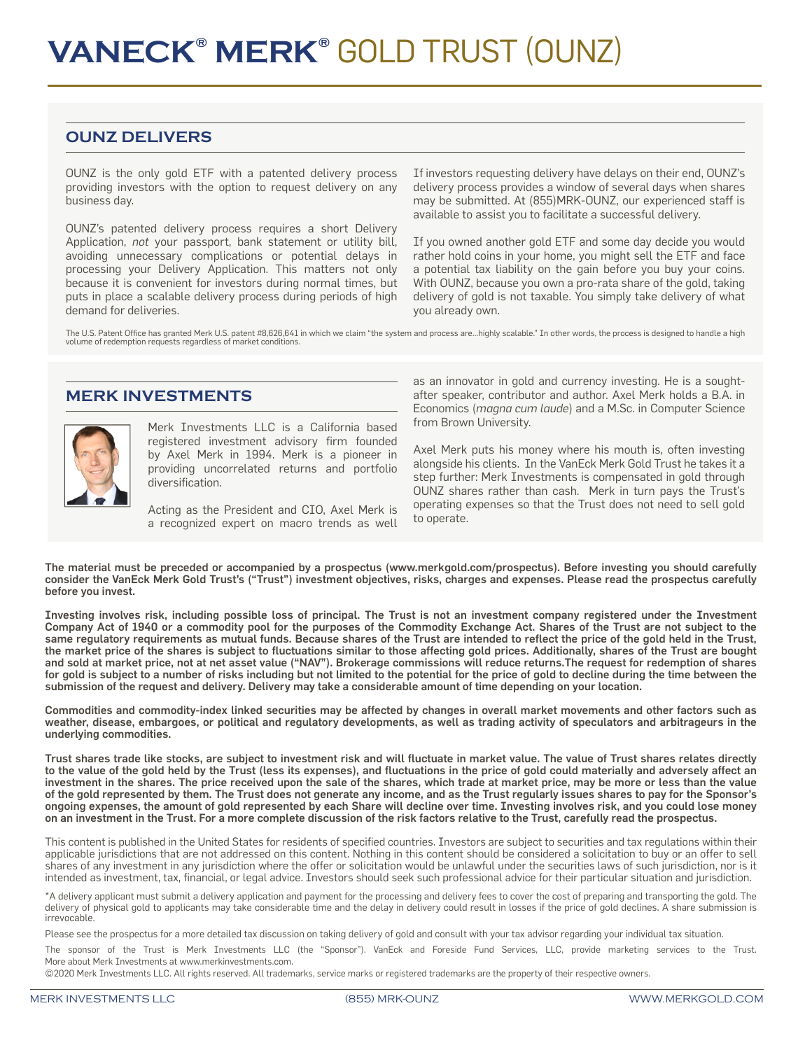# VANECK® MERK® GOLD TRUST (OUNZ)

## OUNZ DELIVERS

OUNZ is the only gold ETF with a patented delivery process providing investors with the option to request delivery on any business day.

OUNZ's patented delivery process requires a short Delivery Application, *not* your passport, bank statement or utility bill, avoiding unnecessary complications or potential delays in processing your Delivery Application. This matters not only because it is convenient for investors during normal times, but puts in place a scalable delivery process during periods of high demand for deliveries.

If investors requesting delivery have delays on their end, OUNZ's delivery process provides a window of several days when shares may be submitted. At (855)MRK-OUNZ, our experienced staff is available to assist you to facilitate a successful delivery.

If you owned another gold ETF and some day decide you would rather hold coins in your home, you might sell the ETF and face a potential tax liability on the gain before you buy your coins. With OUNZ, because you own a pro-rata share of the gold, taking delivery of gold is not taxable. You simply take delivery of what you already own.

The U.S. Patent Office has granted Merk U.S. patent #8,626,641 in which we claim "the system and process are...highly scalable." In other words, the process is designed to handle a high volume of redemption requests regardless of market conditions.

## MERK INVESTMENTS

Merk Investments LLC is a California based registered investment advisory firm founded by Axel Merk in 1994. Merk is a pioneer in providing uncorrelated returns and portfolio diversification.

Acting as the President and CIO, Axel Merk is a recognized expert on macro trends as well as an innovator in gold and currency investing. He is a sought-after speaker, contributor and author. Axel Merk holds a B.A. in Economics (*magna cum laude*) and a M.Sc. in Computer Science from Brown University.

Axel Merk puts his money where his mouth is, often investing alongside his clients. In the VanEck Merk Gold Trust he takes it a step further: Merk Investments is compensated in gold through OUNZ shares rather than cash. Merk in turn pays the Trust's operating expenses so that the Trust does not need to sell gold to operate.

**The material must be preceded or accompanied by a prospectus (www.merkgold.com/prospectus). Before investing you should carefully consider the VanEck Merk Gold Trust's ("Trust") investment objectives, risks, charges and expenses. Please read the prospectus carefully before you invest.**

**Investing involves risk, including possible loss of principal. The Trust is not an investment company registered under the Investment Company Act of 1940 or a commodity pool for the purposes of the Commodity Exchange Act. Shares of the Trust are not subject to the same regulatory requirements as mutual funds. Because shares of the Trust are intended to reflect the price of the gold held in the Trust, the market price of the shares is subject to fluctuations similar to those affecting gold prices. Additionally, shares of the Trust are bought and sold at market price, not at net asset value ("NAV"). Brokerage commissions will reduce returns.The request for redemption of shares for gold is subject to a number of risks including but not limited to the potential for the price of gold to decline during the time between the submission of the request and delivery. Delivery may take a considerable amount of time depending on your location.**

**Commodities and commodity-index linked securities may be affected by changes in overall market movements and other factors such as weather, disease, embargoes, or political and regulatory developments, as well as trading activity of speculators and arbitrageurs in the underlying commodities.**

**Trust shares trade like stocks, are subject to investment risk and will fluctuate in market value. The value of Trust shares relates directly to the value of the gold held by the Trust (less its expenses), and fluctuations in the price of gold could materially and adversely affect an investment in the shares. The price received upon the sale of the shares, which trade at market price, may be more or less than the value of the gold represented by them. The Trust does not generate any income, and as the Trust regularly issues shares to pay for the Sponsor's ongoing expenses, the amount of gold represented by each Share will decline over time. Investing involves risk, and you could lose money on an investment in the Trust. For a more complete discussion of the risk factors relative to the Trust, carefully read the prospectus.**

This content is published in the United States for residents of specified countries. Investors are subject to securities and tax regulations within their applicable jurisdictions that are not addressed on this content. Nothing in this content should be considered a solicitation to buy or an offer to sell shares of any investment in any jurisdiction where the offer or solicitation would be unlawful under the securities laws of such jurisdiction, nor is it intended as investment, tax, financial, or legal advice. Investors should seek such professional advice for their particular situation and jurisdiction.

*A delivery applicant must submit a delivery application and payment for the processing and delivery fees to cover the cost of preparing and transporting the gold. The delivery of physical gold to applicants may take considerable time and the delay in delivery could result in losses if the price of gold declines. A share submission is irrevocable.

Please see the prospectus for a more detailed tax discussion on taking delivery of gold and consult with your tax advisor regarding your individual tax situation.

The sponsor of the Trust is Merk Investments LLC (the "Sponsor"). VanEck and Foreside Fund Services, LLC, provide marketing services to the Trust. More about Merk Investments at www.merkinvestments.com.

©2020 Merk Investments LLC. All rights reserved. All trademarks, service marks or registered trademarks are the property of their respective owners.

MERK INVESTMENTS LLC (855) MRK-OUNZ WWW.MERKGOLD.COM